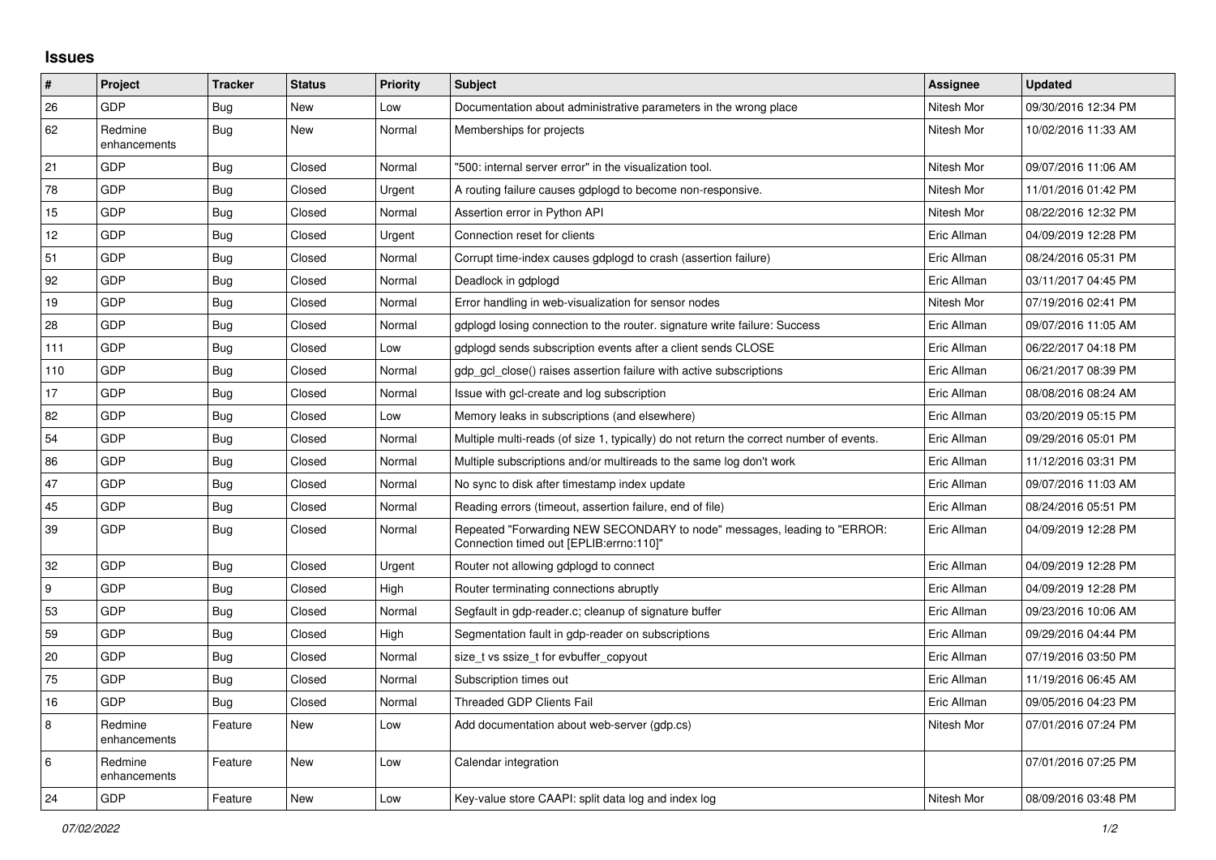## Issues

| # | Project | Tracker | Status | Priority | Subject | Assignee | Updated |
|---|---|---|---|---|---|---|---|
| 26 | GDP | Bug | New | Low | Documentation about administrative parameters in the wrong place | Nitesh Mor | 09/30/2016 12:34 PM |
| 62 | Redmine enhancements | Bug | New | Normal | Memberships for projects | Nitesh Mor | 10/02/2016 11:33 AM |
| 21 | GDP | Bug | Closed | Normal | "500: internal server error" in the visualization tool. | Nitesh Mor | 09/07/2016 11:06 AM |
| 78 | GDP | Bug | Closed | Urgent | A routing failure causes gdplogd to become non-responsive. | Nitesh Mor | 11/01/2016 01:42 PM |
| 15 | GDP | Bug | Closed | Normal | Assertion error in Python API | Nitesh Mor | 08/22/2016 12:32 PM |
| 12 | GDP | Bug | Closed | Urgent | Connection reset for clients | Eric Allman | 04/09/2019 12:28 PM |
| 51 | GDP | Bug | Closed | Normal | Corrupt time-index causes gdplogd to crash (assertion failure) | Eric Allman | 08/24/2016 05:31 PM |
| 92 | GDP | Bug | Closed | Normal | Deadlock in gdplogd | Eric Allman | 03/11/2017 04:45 PM |
| 19 | GDP | Bug | Closed | Normal | Error handling in web-visualization for sensor nodes | Nitesh Mor | 07/19/2016 02:41 PM |
| 28 | GDP | Bug | Closed | Normal | gdplogd losing connection to the router. signature write failure: Success | Eric Allman | 09/07/2016 11:05 AM |
| 111 | GDP | Bug | Closed | Low | gdplogd sends subscription events after a client sends CLOSE | Eric Allman | 06/22/2017 04:18 PM |
| 110 | GDP | Bug | Closed | Normal | gdp_gcl_close() raises assertion failure with active subscriptions | Eric Allman | 06/21/2017 08:39 PM |
| 17 | GDP | Bug | Closed | Normal | Issue with gcl-create and log subscription | Eric Allman | 08/08/2016 08:24 AM |
| 82 | GDP | Bug | Closed | Low | Memory leaks in subscriptions (and elsewhere) | Eric Allman | 03/20/2019 05:15 PM |
| 54 | GDP | Bug | Closed | Normal | Multiple multi-reads (of size 1, typically) do not return the correct number of events. | Eric Allman | 09/29/2016 05:01 PM |
| 86 | GDP | Bug | Closed | Normal | Multiple subscriptions and/or multireads to the same log don't work | Eric Allman | 11/12/2016 03:31 PM |
| 47 | GDP | Bug | Closed | Normal | No sync to disk after timestamp index update | Eric Allman | 09/07/2016 11:03 AM |
| 45 | GDP | Bug | Closed | Normal | Reading errors (timeout, assertion failure, end of file) | Eric Allman | 08/24/2016 05:51 PM |
| 39 | GDP | Bug | Closed | Normal | Repeated "Forwarding NEW SECONDARY to node" messages, leading to "ERROR: Connection timed out [EPLIB:errno:110]" | Eric Allman | 04/09/2019 12:28 PM |
| 32 | GDP | Bug | Closed | Urgent | Router not allowing gdplogd to connect | Eric Allman | 04/09/2019 12:28 PM |
| 9 | GDP | Bug | Closed | High | Router terminating connections abruptly | Eric Allman | 04/09/2019 12:28 PM |
| 53 | GDP | Bug | Closed | Normal | Segfault in gdp-reader.c; cleanup of signature buffer | Eric Allman | 09/23/2016 10:06 AM |
| 59 | GDP | Bug | Closed | High | Segmentation fault in gdp-reader on subscriptions | Eric Allman | 09/29/2016 04:44 PM |
| 20 | GDP | Bug | Closed | Normal | size_t vs ssize_t for evbuffer_copyout | Eric Allman | 07/19/2016 03:50 PM |
| 75 | GDP | Bug | Closed | Normal | Subscription times out | Eric Allman | 11/19/2016 06:45 AM |
| 16 | GDP | Bug | Closed | Normal | Threaded GDP Clients Fail | Eric Allman | 09/05/2016 04:23 PM |
| 8 | Redmine enhancements | Feature | New | Low | Add documentation about web-server (gdp.cs) | Nitesh Mor | 07/01/2016 07:24 PM |
| 6 | Redmine enhancements | Feature | New | Low | Calendar integration | | 07/01/2016 07:25 PM |
| 24 | GDP | Feature | New | Low | Key-value store CAAPI: split data log and index log | Nitesh Mor | 08/09/2016 03:48 PM |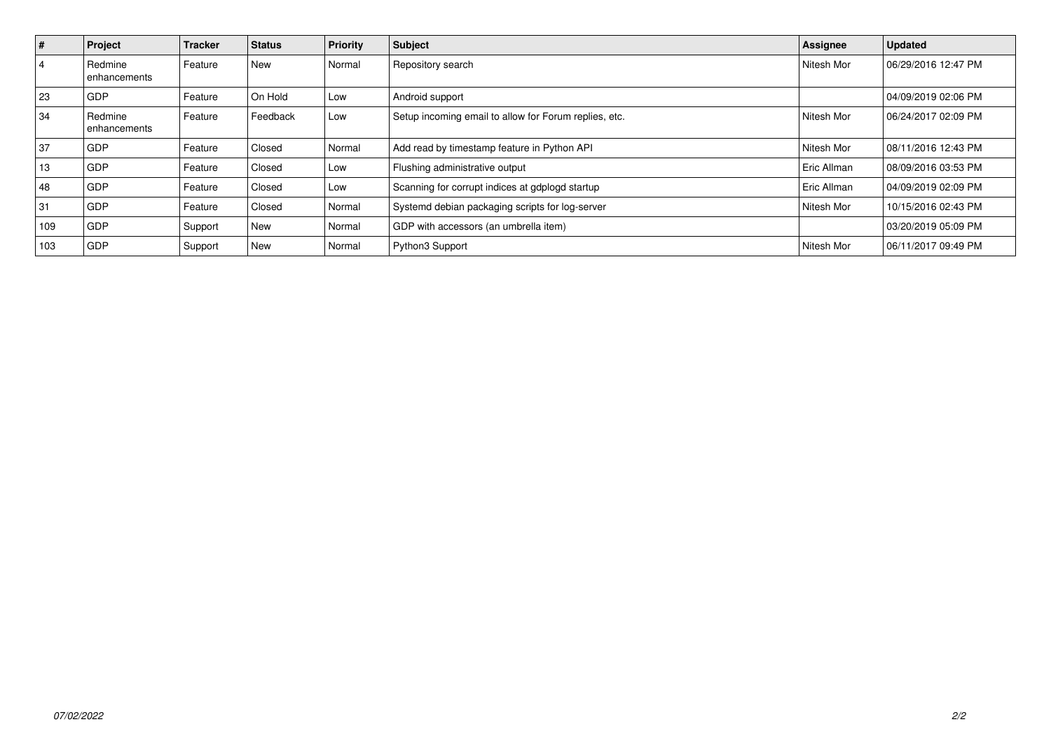| # | Project | Tracker | Status | Priority | Subject | Assignee | Updated |
|---|---|---|---|---|---|---|---|
| 4 | Redmine enhancements | Feature | New | Normal | Repository search | Nitesh Mor | 06/29/2016 12:47 PM |
| 23 | GDP | Feature | On Hold | Low | Android support | | 04/09/2019 02:06 PM |
| 34 | Redmine enhancements | Feature | Feedback | Low | Setup incoming email to allow for Forum replies, etc. | Nitesh Mor | 06/24/2017 02:09 PM |
| 37 | GDP | Feature | Closed | Normal | Add read by timestamp feature in Python API | Nitesh Mor | 08/11/2016 12:43 PM |
| 13 | GDP | Feature | Closed | Low | Flushing administrative output | Eric Allman | 08/09/2016 03:53 PM |
| 48 | GDP | Feature | Closed | Low | Scanning for corrupt indices at gdplogd startup | Eric Allman | 04/09/2019 02:09 PM |
| 31 | GDP | Feature | Closed | Normal | Systemd debian packaging scripts for log-server | Nitesh Mor | 10/15/2016 02:43 PM |
| 109 | GDP | Support | New | Normal | GDP with accessors (an umbrella item) | | 03/20/2019 05:09 PM |
| 103 | GDP | Support | New | Normal | Python3 Support | Nitesh Mor | 06/11/2017 09:49 PM |

*07/02/2022*